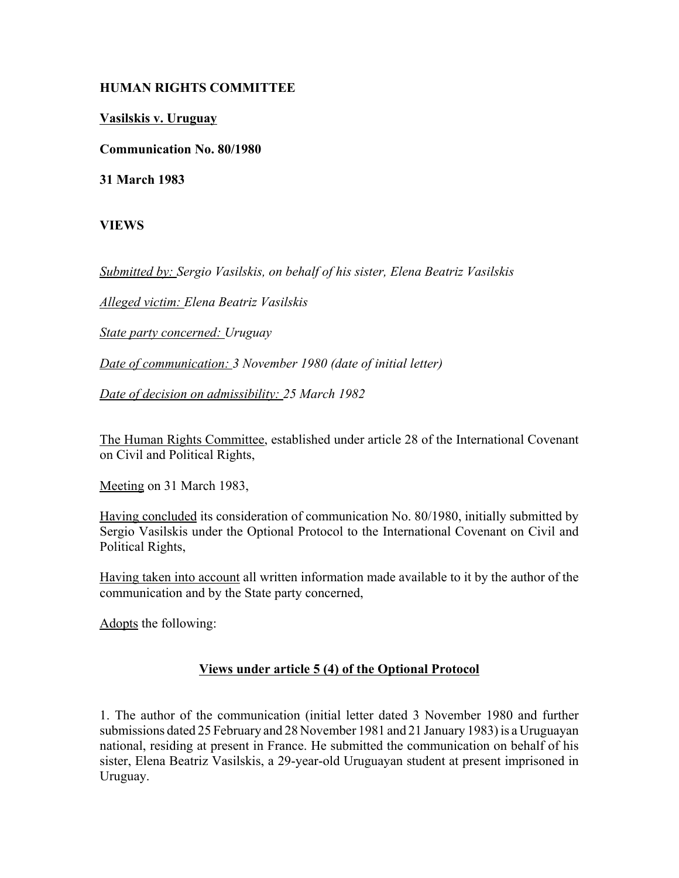**HUMAN RIGHTS COMMITTEE**

**Vasilskis v. Uruguay**

**Communication No. 80/1980**

**31 March 1983**

**VIEWS**

*Submitted by: Sergio Vasilskis, on behalf of his sister, Elena Beatriz Vasilskis*

*Alleged victim: Elena Beatriz Vasilskis*

*State party concerned: Uruguay*

*Date of communication: 3 November 1980 (date of initial letter)*

*Date of decision on admissibility: 25 March 1982*

The Human Rights Committee, established under article 28 of the International Covenant on Civil and Political Rights,

Meeting on 31 March 1983,

Having concluded its consideration of communication No. 80/1980, initially submitted by Sergio Vasilskis under the Optional Protocol to the International Covenant on Civil and Political Rights,

Having taken into account all written information made available to it by the author of the communication and by the State party concerned,

Adopts the following:

**Views under article 5 (4) of the Optional Protocol**

1. The author of the communication (initial letter dated 3 November 1980 and further submissions dated 25 February and 28 November 1981 and 21 January 1983) is a Uruguayan national, residing at present in France. He submitted the communication on behalf of his sister, Elena Beatriz Vasilskis, a 29-year-old Uruguayan student at present imprisoned in Uruguay.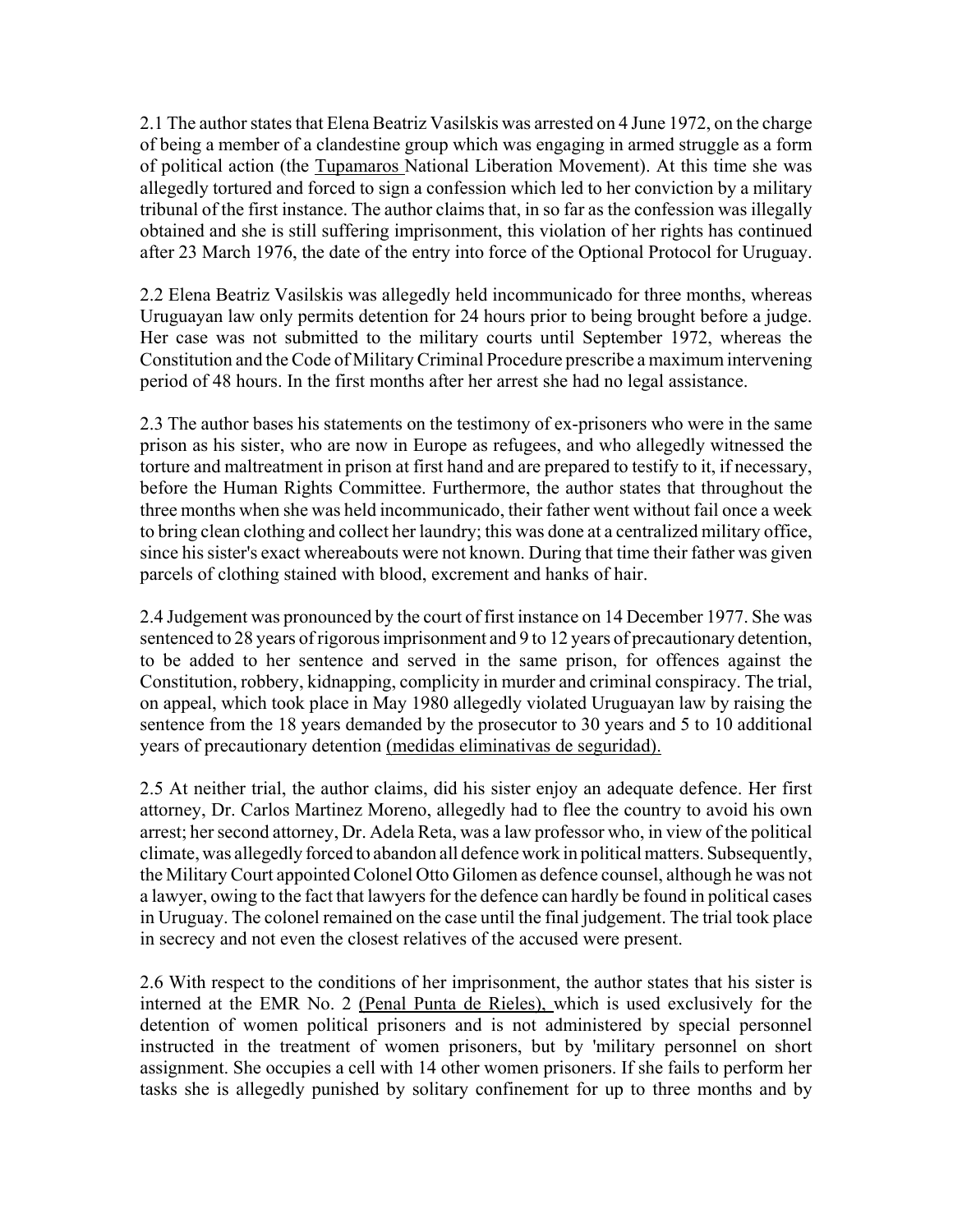2.1 The author states that Elena Beatriz Vasilskis was arrested on 4 June 1972, on the charge of being a member of a clandestine group which was engaging in armed struggle as a form of political action (the Tupamaros National Liberation Movement). At this time she was allegedly tortured and forced to sign a confession which led to her conviction by a military tribunal of the first instance. The author claims that, in so far as the confession was illegally obtained and she is still suffering imprisonment, this violation of her rights has continued after 23 March 1976, the date of the entry into force of the Optional Protocol for Uruguay.

2.2 Elena Beatriz Vasilskis was allegedly held incommunicado for three months, whereas Uruguayan law only permits detention for 24 hours prior to being brought before a judge. Her case was not submitted to the military courts until September 1972, whereas the Constitution and the Code of Military Criminal Procedure prescribe a maximum intervening period of 48 hours. In the first months after her arrest she had no legal assistance.

2.3 The author bases his statements on the testimony of ex-prisoners who were in the same prison as his sister, who are now in Europe as refugees, and who allegedly witnessed the torture and maltreatment in prison at first hand and are prepared to testify to it, if necessary, before the Human Rights Committee. Furthermore, the author states that throughout the three months when she was held incommunicado, their father went without fail once a week to bring clean clothing and collect her laundry; this was done at a centralized military office, since his sister's exact whereabouts were not known. During that time their father was given parcels of clothing stained with blood, excrement and hanks of hair.

2.4 Judgement was pronounced by the court of first instance on 14 December 1977. She was sentenced to 28 years of rigorous imprisonment and 9 to 12 years of precautionary detention, to be added to her sentence and served in the same prison, for offences against the Constitution, robbery, kidnapping, complicity in murder and criminal conspiracy. The trial, on appeal, which took place in May 1980 allegedly violated Uruguayan law by raising the sentence from the 18 years demanded by the prosecutor to 30 years and 5 to 10 additional years of precautionary detention (medidas eliminativas de seguridad).

2.5 At neither trial, the author claims, did his sister enjoy an adequate defence. Her first attorney, Dr. Carlos Martinez Moreno, allegedly had to flee the country to avoid his own arrest; her second attorney, Dr. Adela Reta, was a law professor who, in view of the political climate, was allegedly forced to abandon all defence work in political matters. Subsequently, the Military Court appointed Colonel Otto Gilomen as defence counsel, although he was not a lawyer, owing to the fact that lawyers for the defence can hardly be found in political cases in Uruguay. The colonel remained on the case until the final judgement. The trial took place in secrecy and not even the closest relatives of the accused were present.

2.6 With respect to the conditions of her imprisonment, the author states that his sister is interned at the EMR No. 2 (Penal Punta de Rieles), which is used exclusively for the detention of women political prisoners and is not administered by special personnel instructed in the treatment of women prisoners, but by 'military personnel on short assignment. She occupies a cell with 14 other women prisoners. If she fails to perform her tasks she is allegedly punished by solitary confinement for up to three months and by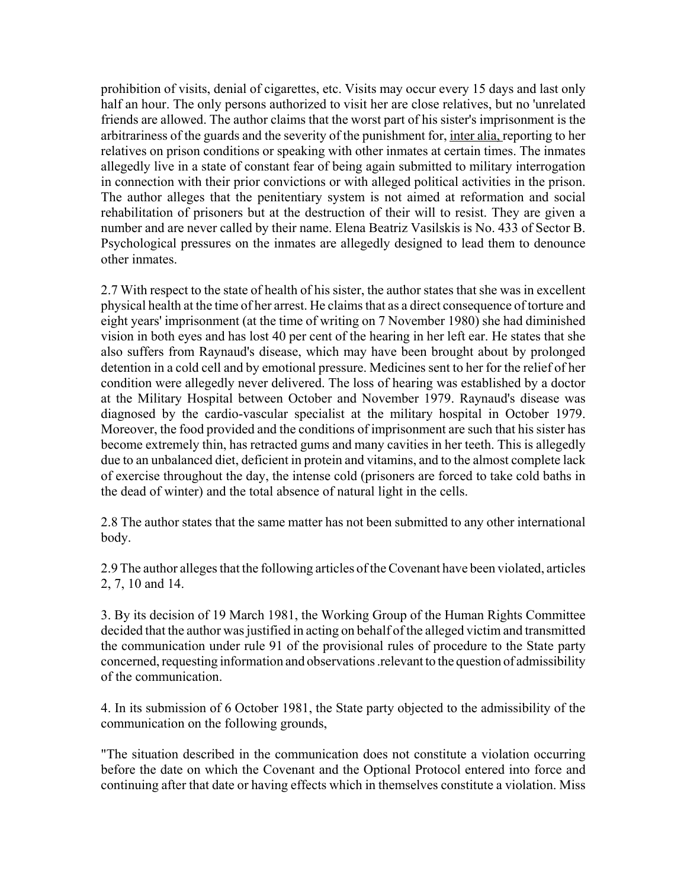prohibition of visits, denial of cigarettes, etc. Visits may occur every 15 days and last only half an hour. The only persons authorized to visit her are close relatives, but no 'unrelated friends are allowed. The author claims that the worst part of his sister's imprisonment is the arbitrariness of the guards and the severity of the punishment for, inter alia, reporting to her relatives on prison conditions or speaking with other inmates at certain times. The inmates allegedly live in a state of constant fear of being again submitted to military interrogation in connection with their prior convictions or with alleged political activities in the prison. The author alleges that the penitentiary system is not aimed at reformation and social rehabilitation of prisoners but at the destruction of their will to resist. They are given a number and are never called by their name. Elena Beatriz Vasilskis is No. 433 of Sector B. Psychological pressures on the inmates are allegedly designed to lead them to denounce other inmates.

2.7 With respect to the state of health of his sister, the author states that she was in excellent physical health at the time of her arrest. He claims that as a direct consequence of torture and eight years' imprisonment (at the time of writing on 7 November 1980) she had diminished vision in both eyes and has lost 40 per cent of the hearing in her left ear. He states that she also suffers from Raynaud's disease, which may have been brought about by prolonged detention in a cold cell and by emotional pressure. Medicines sent to her for the relief of her condition were allegedly never delivered. The loss of hearing was established by a doctor at the Military Hospital between October and November 1979. Raynaud's disease was diagnosed by the cardio-vascular specialist at the military hospital in October 1979. Moreover, the food provided and the conditions of imprisonment are such that his sister has become extremely thin, has retracted gums and many cavities in her teeth. This is allegedly due to an unbalanced diet, deficient in protein and vitamins, and to the almost complete lack of exercise throughout the day, the intense cold (prisoners are forced to take cold baths in the dead of winter) and the total absence of natural light in the cells.

2.8 The author states that the same matter has not been submitted to any other international body.

2.9 The author alleges that the following articles of the Covenant have been violated, articles 2, 7, 10 and 14.

3. By its decision of 19 March 1981, the Working Group of the Human Rights Committee decided that the author was justified in acting on behalf of the alleged victim and transmitted the communication under rule 91 of the provisional rules of procedure to the State party concerned, requesting information and observations .relevant to the question of admissibility of the communication.

4. In its submission of 6 October 1981, the State party objected to the admissibility of the communication on the following grounds,

"The situation described in the communication does not constitute a violation occurring before the date on which the Covenant and the Optional Protocol entered into force and continuing after that date or having effects which in themselves constitute a violation. Miss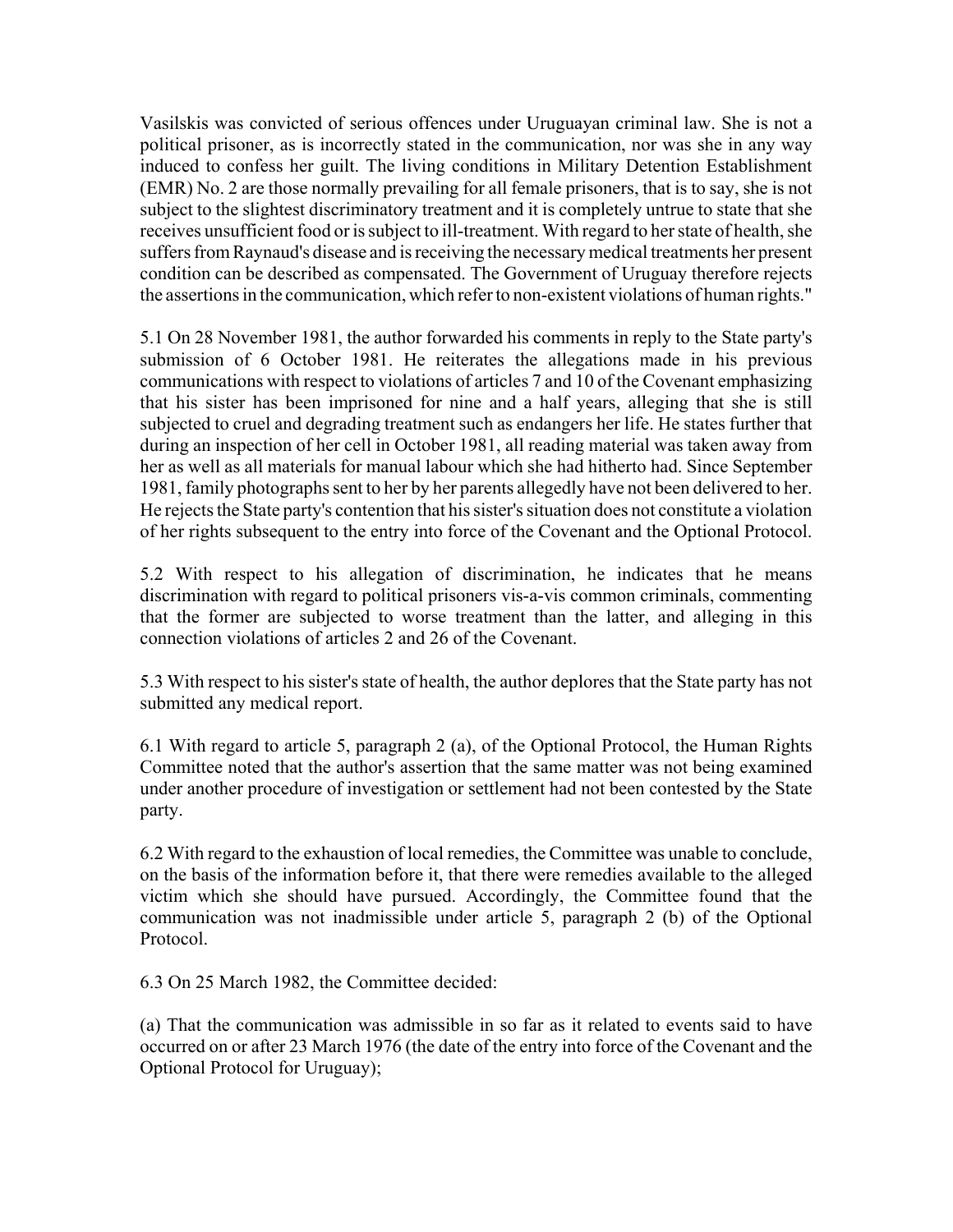Vasilskis was convicted of serious offences under Uruguayan criminal law. She is not a political prisoner, as is incorrectly stated in the communication, nor was she in any way induced to confess her guilt. The living conditions in Military Detention Establishment (EMR) No. 2 are those normally prevailing for all female prisoners, that is to say, she is not subject to the slightest discriminatory treatment and it is completely untrue to state that she receives unsufficient food or is subject to ill-treatment. With regard to her state of health, she suffers from Raynaud's disease and is receiving the necessary medical treatments her present condition can be described as compensated. The Government of Uruguay therefore rejects the assertions in the communication, which refer to non-existent violations of human rights."

5.1 On 28 November 1981, the author forwarded his comments in reply to the State party's submission of 6 October 1981. He reiterates the allegations made in his previous communications with respect to violations of articles 7 and 10 of the Covenant emphasizing that his sister has been imprisoned for nine and a half years, alleging that she is still subjected to cruel and degrading treatment such as endangers her life. He states further that during an inspection of her cell in October 1981, all reading material was taken away from her as well as all materials for manual labour which she had hitherto had. Since September 1981, family photographs sent to her by her parents allegedly have not been delivered to her. He rejects the State party's contention that his sister's situation does not constitute a violation of her rights subsequent to the entry into force of the Covenant and the Optional Protocol.

5.2 With respect to his allegation of discrimination, he indicates that he means discrimination with regard to political prisoners vis-a-vis common criminals, commenting that the former are subjected to worse treatment than the latter, and alleging in this connection violations of articles 2 and 26 of the Covenant.

5.3 With respect to his sister's state of health, the author deplores that the State party has not submitted any medical report.

6.1 With regard to article 5, paragraph 2 (a), of the Optional Protocol, the Human Rights Committee noted that the author's assertion that the same matter was not being examined under another procedure of investigation or settlement had not been contested by the State party.

6.2 With regard to the exhaustion of local remedies, the Committee was unable to conclude, on the basis of the information before it, that there were remedies available to the alleged victim which she should have pursued. Accordingly, the Committee found that the communication was not inadmissible under article 5, paragraph 2 (b) of the Optional Protocol.

6.3 On 25 March 1982, the Committee decided:

(a) That the communication was admissible in so far as it related to events said to have occurred on or after 23 March 1976 (the date of the entry into force of the Covenant and the Optional Protocol for Uruguay);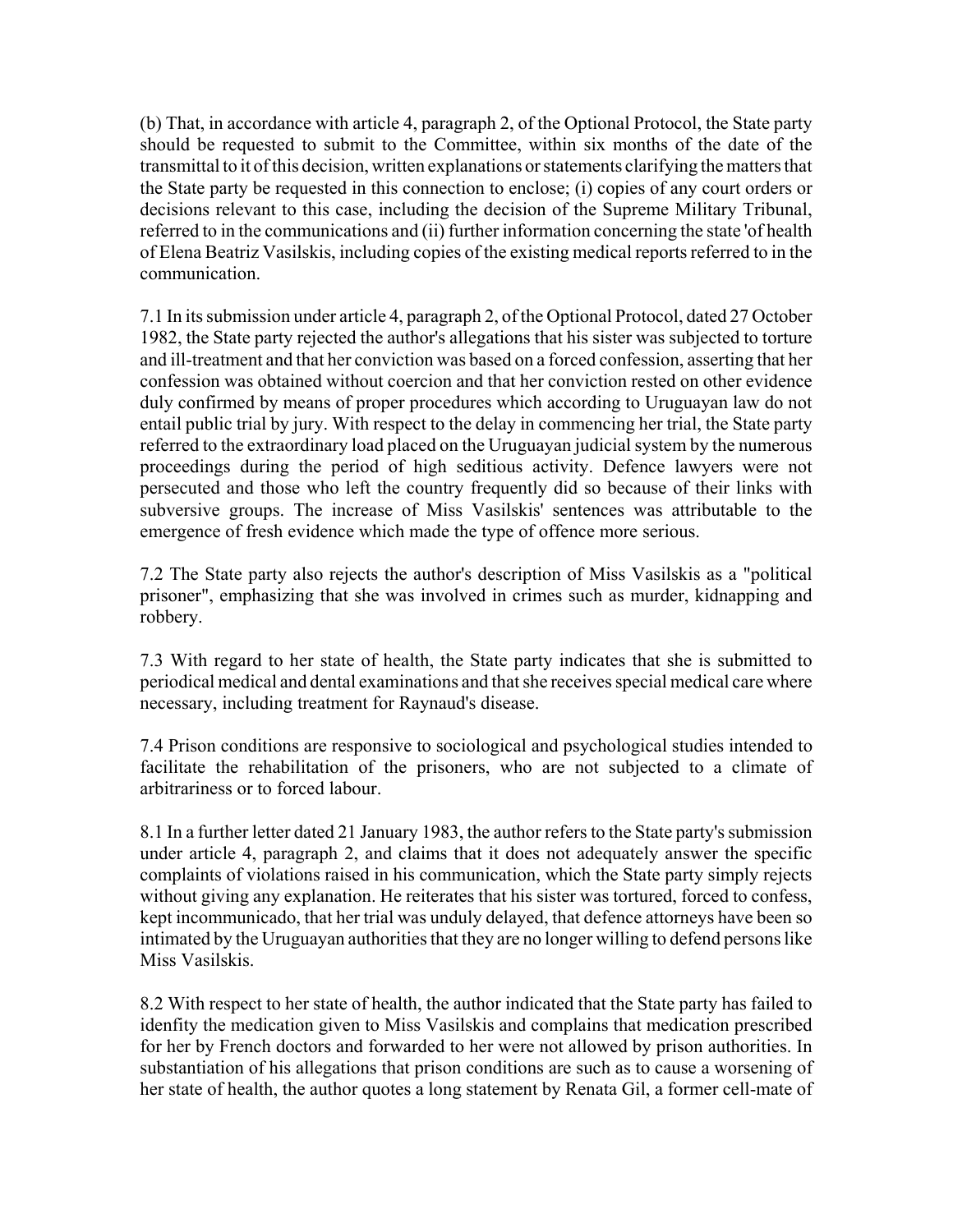(b) That, in accordance with article 4, paragraph 2, of the Optional Protocol, the State party should be requested to submit to the Committee, within six months of the date of the transmittal to it of this decision, written explanations or statements clarifying the matters that the State party be requested in this connection to enclose; (i) copies of any court orders or decisions relevant to this case, including the decision of the Supreme Military Tribunal, referred to in the communications and (ii) further information concerning the state 'of health of Elena Beatriz Vasilskis, including copies of the existing medical reports referred to in the communication.

7.1 In its submission under article 4, paragraph 2, of the Optional Protocol, dated 27 October 1982, the State party rejected the author's allegations that his sister was subjected to torture and ill-treatment and that her conviction was based on a forced confession, asserting that her confession was obtained without coercion and that her conviction rested on other evidence duly confirmed by means of proper procedures which according to Uruguayan law do not entail public trial by jury. With respect to the delay in commencing her trial, the State party referred to the extraordinary load placed on the Uruguayan judicial system by the numerous proceedings during the period of high seditious activity. Defence lawyers were not persecuted and those who left the country frequently did so because of their links with subversive groups. The increase of Miss Vasilskis' sentences was attributable to the emergence of fresh evidence which made the type of offence more serious.

7.2 The State party also rejects the author's description of Miss Vasilskis as a "political prisoner", emphasizing that she was involved in crimes such as murder, kidnapping and robbery.

7.3 With regard to her state of health, the State party indicates that she is submitted to periodical medical and dental examinations and that she receives special medical care where necessary, including treatment for Raynaud's disease.

7.4 Prison conditions are responsive to sociological and psychological studies intended to facilitate the rehabilitation of the prisoners, who are not subjected to a climate of arbitrariness or to forced labour.

8.1 In a further letter dated 21 January 1983, the author refers to the State party's submission under article 4, paragraph 2, and claims that it does not adequately answer the specific complaints of violations raised in his communication, which the State party simply rejects without giving any explanation. He reiterates that his sister was tortured, forced to confess, kept incommunicado, that her trial was unduly delayed, that defence attorneys have been so intimated by the Uruguayan authorities that they are no longer willing to defend persons like Miss Vasilskis.

8.2 With respect to her state of health, the author indicated that the State party has failed to idenfity the medication given to Miss Vasilskis and complains that medication prescribed for her by French doctors and forwarded to her were not allowed by prison authorities. In substantiation of his allegations that prison conditions are such as to cause a worsening of her state of health, the author quotes a long statement by Renata Gil, a former cell-mate of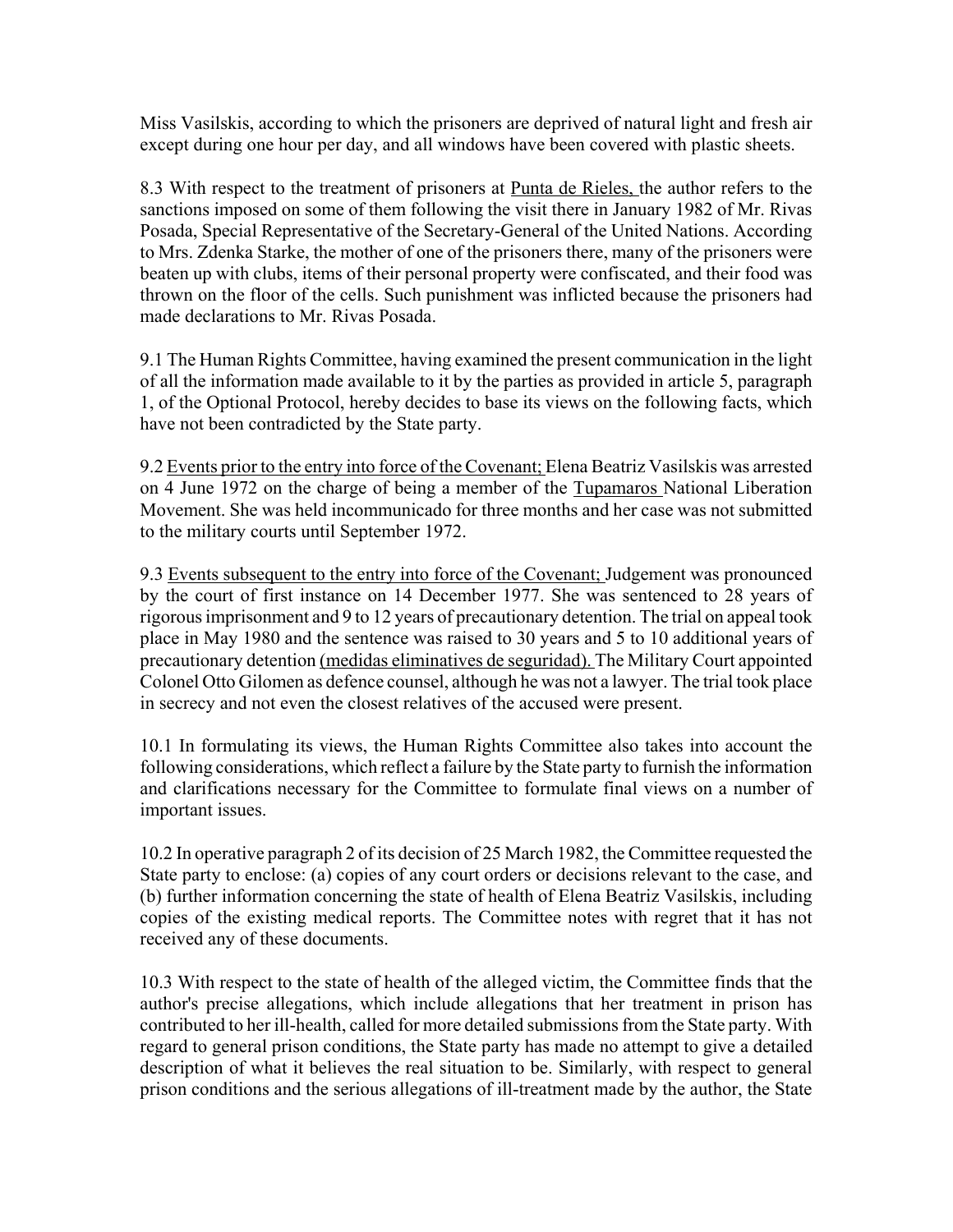Miss Vasilskis, according to which the prisoners are deprived of natural light and fresh air except during one hour per day, and all windows have been covered with plastic sheets.

8.3 With respect to the treatment of prisoners at Punta de Rieles, the author refers to the sanctions imposed on some of them following the visit there in January 1982 of Mr. Rivas Posada, Special Representative of the Secretary-General of the United Nations. According to Mrs. Zdenka Starke, the mother of one of the prisoners there, many of the prisoners were beaten up with clubs, items of their personal property were confiscated, and their food was thrown on the floor of the cells. Such punishment was inflicted because the prisoners had made declarations to Mr. Rivas Posada.

9.1 The Human Rights Committee, having examined the present communication in the light of all the information made available to it by the parties as provided in article 5, paragraph 1, of the Optional Protocol, hereby decides to base its views on the following facts, which have not been contradicted by the State party.

9.2 Events prior to the entry into force of the Covenant; Elena Beatriz Vasilskis was arrested on 4 June 1972 on the charge of being a member of the Tupamaros National Liberation Movement. She was held incommunicado for three months and her case was not submitted to the military courts until September 1972.

9.3 Events subsequent to the entry into force of the Covenant; Judgement was pronounced by the court of first instance on 14 December 1977. She was sentenced to 28 years of rigorous imprisonment and 9 to 12 years of precautionary detention. The trial on appeal took place in May 1980 and the sentence was raised to 30 years and 5 to 10 additional years of precautionary detention (medidas eliminatives de seguridad). The Military Court appointed Colonel Otto Gilomen as defence counsel, although he was not a lawyer. The trial took place in secrecy and not even the closest relatives of the accused were present.

10.1 In formulating its views, the Human Rights Committee also takes into account the following considerations, which reflect a failure by the State party to furnish the information and clarifications necessary for the Committee to formulate final views on a number of important issues.

10.2 In operative paragraph 2 of its decision of 25 March 1982, the Committee requested the State party to enclose: (a) copies of any court orders or decisions relevant to the case, and (b) further information concerning the state of health of Elena Beatriz Vasilskis, including copies of the existing medical reports. The Committee notes with regret that it has not received any of these documents.

10.3 With respect to the state of health of the alleged victim, the Committee finds that the author's precise allegations, which include allegations that her treatment in prison has contributed to her ill-health, called for more detailed submissions from the State party. With regard to general prison conditions, the State party has made no attempt to give a detailed description of what it believes the real situation to be. Similarly, with respect to general prison conditions and the serious allegations of ill-treatment made by the author, the State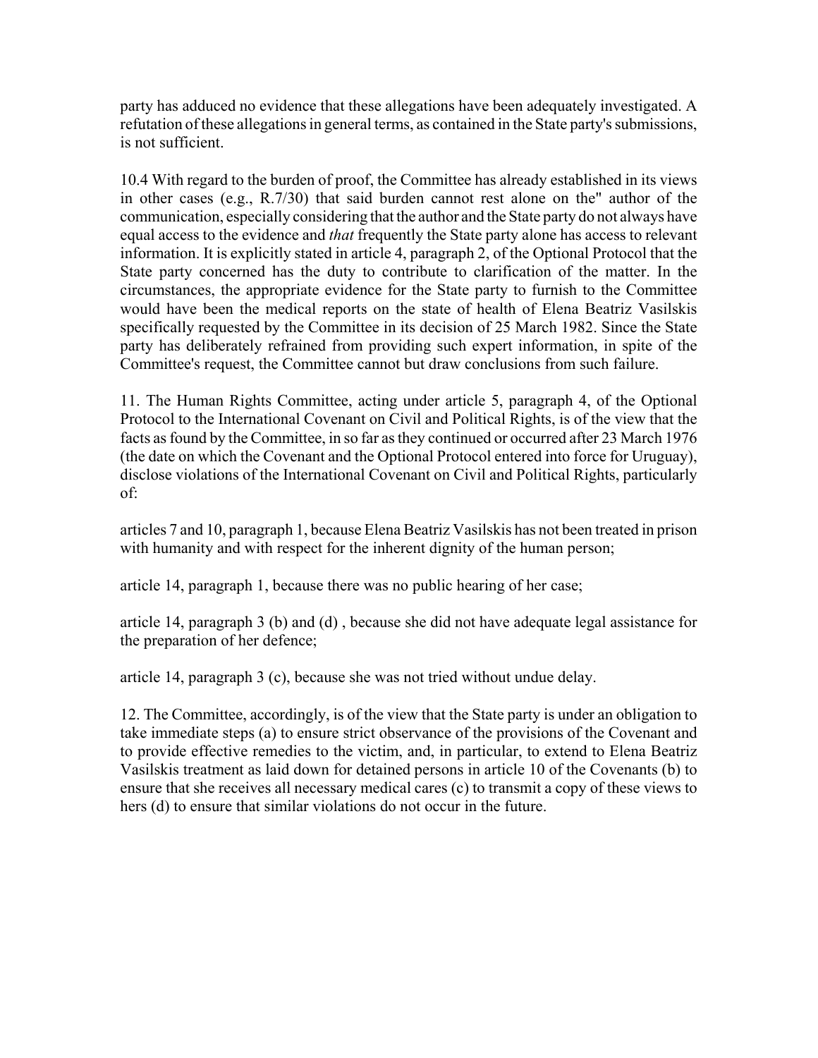party has adduced no evidence that these allegations have been adequately investigated. A refutation of these allegations in general terms, as contained in the State party's submissions, is not sufficient.

10.4 With regard to the burden of proof, the Committee has already established in its views in other cases (e.g., R.7/30) that said burden cannot rest alone on the" author of the communication, especially considering that the author and the State party do not always have equal access to the evidence and *that* frequently the State party alone has access to relevant information. It is explicitly stated in article 4, paragraph 2, of the Optional Protocol that the State party concerned has the duty to contribute to clarification of the matter. In the circumstances, the appropriate evidence for the State party to furnish to the Committee would have been the medical reports on the state of health of Elena Beatriz Vasilskis specifically requested by the Committee in its decision of 25 March 1982. Since the State party has deliberately refrained from providing such expert information, in spite of the Committee's request, the Committee cannot but draw conclusions from such failure.

11. The Human Rights Committee, acting under article 5, paragraph 4, of the Optional Protocol to the International Covenant on Civil and Political Rights, is of the view that the facts as found by the Committee, in so far as they continued or occurred after 23 March 1976 (the date on which the Covenant and the Optional Protocol entered into force for Uruguay), disclose violations of the International Covenant on Civil and Political Rights, particularly of:

articles 7 and 10, paragraph 1, because Elena Beatriz Vasilskis has not been treated in prison with humanity and with respect for the inherent dignity of the human person;

article 14, paragraph 1, because there was no public hearing of her case;

article 14, paragraph 3 (b) and (d) , because she did not have adequate legal assistance for the preparation of her defence;

article 14, paragraph 3 (c), because she was not tried without undue delay.

12. The Committee, accordingly, is of the view that the State party is under an obligation to take immediate steps (a) to ensure strict observance of the provisions of the Covenant and to provide effective remedies to the victim, and, in particular, to extend to Elena Beatriz Vasilskis treatment as laid down for detained persons in article 10 of the Covenants (b) to ensure that she receives all necessary medical cares (c) to transmit a copy of these views to hers (d) to ensure that similar violations do not occur in the future.